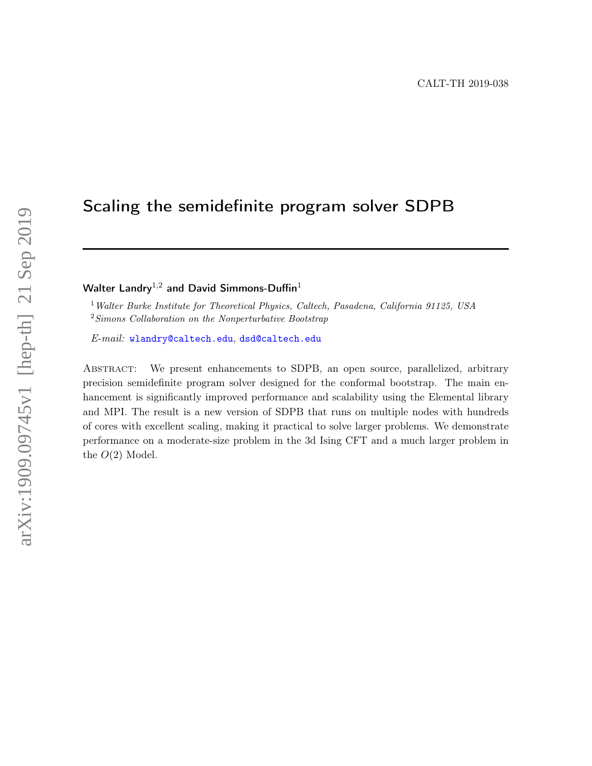CALT-TH 2019-038

# Scaling the semidefinite program solver SDPB

**Walter Landry**[1,2] **and David Simmons-Duffin**[1]

[1] *Walter Burke Institute for Theoretical Physics, Caltech, Pasadena, California 91125, USA*
[2] *Simons Collaboration on the Nonperturbative Bootstrap*

*E-mail:* wlandry@caltech.edu, dsd@caltech.edu

Abstract: We present enhancements to SDPB, an open source, parallelized, arbitrary precision semidefinite program solver designed for the conformal bootstrap. The main enhancement is significantly improved performance and scalability using the Elemental library and MPI. The result is a new version of SDPB that runs on multiple nodes with hundreds of cores with excellent scaling, making it practical to solve larger problems. We demonstrate performance on a moderate-size problem in the 3d Ising CFT and a much larger problem in the $O(2)$ Model.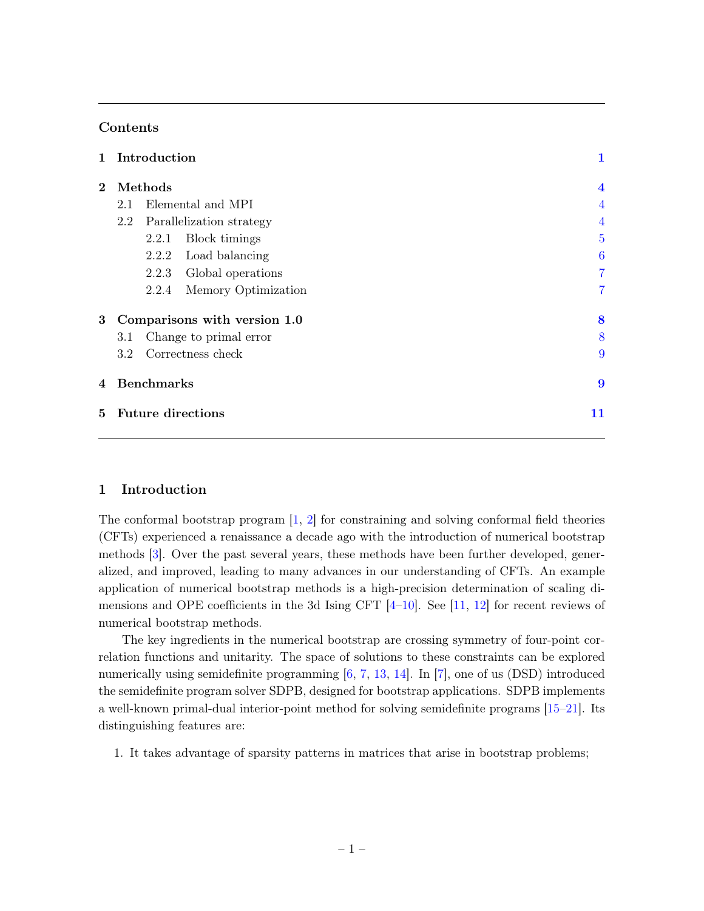## Contents

- **1 Introduction** — 1
- **2 Methods** — 4
  - 2.1 Elemental and MPI — 4
  - 2.2 Parallelization strategy — 4
    - 2.2.1 Block timings — 5
    - 2.2.2 Load balancing — 6
    - 2.2.3 Global operations — 7
    - 2.2.4 Memory Optimization — 7
- **3 Comparisons with version 1.0** — 8
  - 3.1 Change to primal error — 8
  - 3.2 Correctness check — 9
- **4 Benchmarks** — 9
- **5 Future directions** — 11

# 1 Introduction

The conformal bootstrap program [1, 2] for constraining and solving conformal field theories (CFTs) experienced a renaissance a decade ago with the introduction of numerical bootstrap methods [3]. Over the past several years, these methods have been further developed, generalized, and improved, leading to many advances in our understanding of CFTs. An example application of numerical bootstrap methods is a high-precision determination of scaling dimensions and OPE coefficients in the 3d Ising CFT [4–10]. See [11, 12] for recent reviews of numerical bootstrap methods.

The key ingredients in the numerical bootstrap are crossing symmetry of four-point correlation functions and unitarity. The space of solutions to these constraints can be explored numerically using semidefinite programming [6, 7, 13, 14]. In [7], one of us (DSD) introduced the semidefinite program solver SDPB, designed for bootstrap applications. SDPB implements a well-known primal-dual interior-point method for solving semidefinite programs [15–21]. Its distinguishing features are:

1. It takes advantage of sparsity patterns in matrices that arise in bootstrap problems;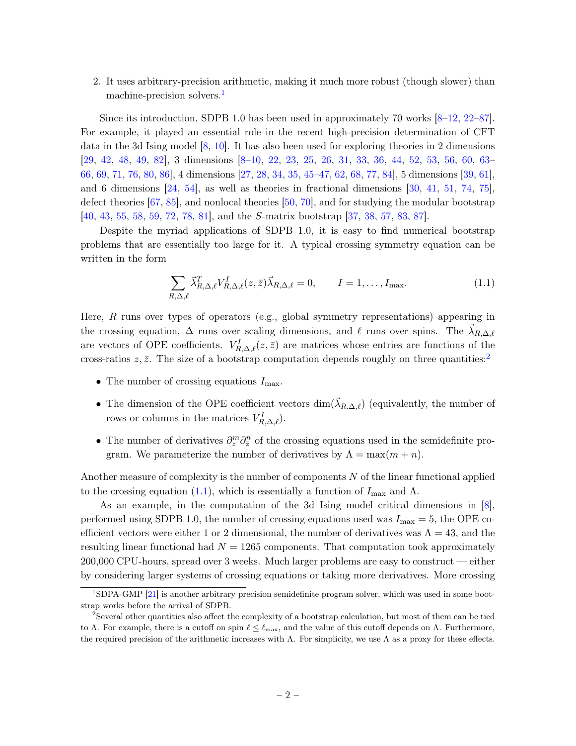2. It uses arbitrary-precision arithmetic, making it much more robust (though slower) than machine-precision solvers.[1]

Since its introduction, SDPB 1.0 has been used in approximately 70 works [8–12, 22–87]. For example, it played an essential role in the recent high-precision determination of CFT data in the 3d Ising model [8, 10]. It has also been used for exploring theories in 2 dimensions [29, 42, 48, 49, 82], 3 dimensions [8–10, 22, 23, 25, 26, 31, 33, 36, 44, 52, 53, 56, 60, 63–66, 69, 71, 76, 80, 86], 4 dimensions [27, 28, 34, 35, 45–47, 62, 68, 77, 84], 5 dimensions [39, 61], and 6 dimensions [24, 54], as well as theories in fractional dimensions [30, 41, 51, 74, 75], defect theories [67, 85], and nonlocal theories [50, 70], and for studying the modular bootstrap [40, 43, 55, 58, 59, 72, 78, 81], and the $S$-matrix bootstrap [37, 38, 57, 83, 87].

Despite the myriad applications of SDPB 1.0, it is easy to find numerical bootstrap problems that are essentially too large for it. A typical crossing symmetry equation can be written in the form

$$\sum_{R,\Delta,\ell} \vec{\lambda}^T_{R,\Delta,\ell} V^I_{R,\Delta,\ell}(z,\bar{z}) \vec{\lambda}_{R,\Delta,\ell} = 0, \qquad I = 1, \ldots, I_{\max}. \tag{1.1}$$

Here, $R$ runs over types of operators (e.g., global symmetry representations) appearing in the crossing equation, $\Delta$ runs over scaling dimensions, and $\ell$ runs over spins. The $\vec{\lambda}_{R,\Delta,\ell}$ are vectors of OPE coefficients. $V^I_{R,\Delta,\ell}(z,\bar{z})$ are matrices whose entries are functions of the cross-ratios $z, \bar{z}$. The size of a bootstrap computation depends roughly on three quantities:[2]

- The number of crossing equations $I_{\max}$.
- The dimension of the OPE coefficient vectors $\dim(\vec{\lambda}_{R,\Delta,\ell})$ (equivalently, the number of rows or columns in the matrices $V^I_{R,\Delta,\ell}$).
- The number of derivatives $\partial_z^m \partial_{\bar{z}}^n$ of the crossing equations used in the semidefinite program. We parameterize the number of derivatives by $\Lambda = \max(m+n)$.

Another measure of complexity is the number of components $N$ of the linear functional applied to the crossing equation (1.1), which is essentially a function of $I_{\max}$ and $\Lambda$.

As an example, in the computation of the 3d Ising model critical dimensions in [8], performed using SDPB 1.0, the number of crossing equations used was $I_{\max} = 5$, the OPE coefficient vectors were either 1 or 2 dimensional, the number of derivatives was $\Lambda = 43$, and the resulting linear functional had $N = 1265$ components. That computation took approximately 200,000 CPU-hours, spread over 3 weeks. Much larger problems are easy to construct — either by considering larger systems of crossing equations or taking more derivatives. More crossing

---

[1] SDPA-GMP [21] is another arbitrary precision semidefinite program solver, which was used in some bootstrap works before the arrival of SDPB.

[2] Several other quantities also affect the complexity of a bootstrap calculation, but most of them can be tied to $\Lambda$. For example, there is a cutoff on spin $\ell \leq \ell_{\max}$, and the value of this cutoff depends on $\Lambda$. Furthermore, the required precision of the arithmetic increases with $\Lambda$. For simplicity, we use $\Lambda$ as a proxy for these effects.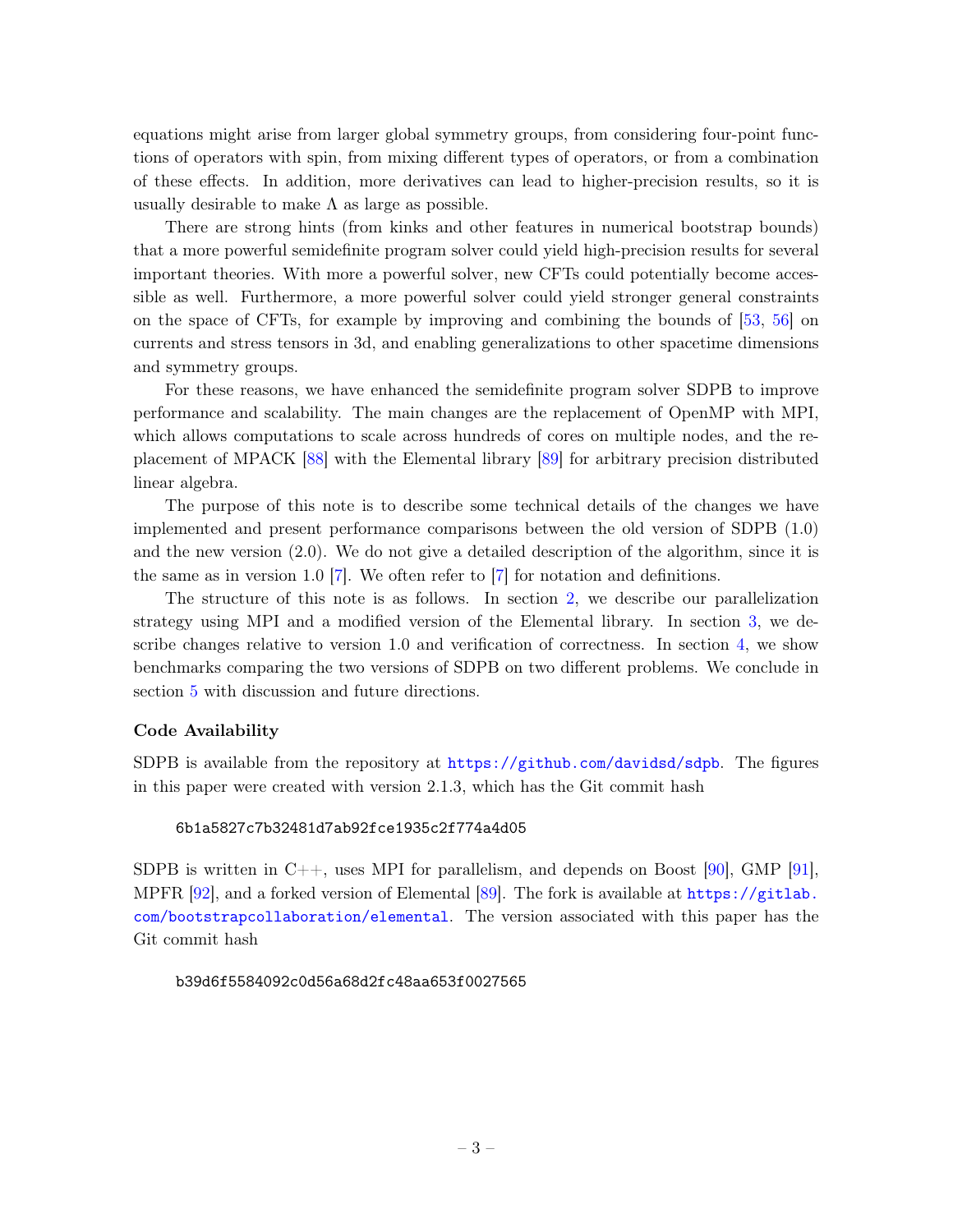equations might arise from larger global symmetry groups, from considering four-point functions of operators with spin, from mixing different types of operators, or from a combination of these effects. In addition, more derivatives can lead to higher-precision results, so it is usually desirable to make $\Lambda$ as large as possible.

There are strong hints (from kinks and other features in numerical bootstrap bounds) that a more powerful semidefinite program solver could yield high-precision results for several important theories. With more a powerful solver, new CFTs could potentially become accessible as well. Furthermore, a more powerful solver could yield stronger general constraints on the space of CFTs, for example by improving and combining the bounds of [53, 56] on currents and stress tensors in 3d, and enabling generalizations to other spacetime dimensions and symmetry groups.

For these reasons, we have enhanced the semidefinite program solver SDPB to improve performance and scalability. The main changes are the replacement of OpenMP with MPI, which allows computations to scale across hundreds of cores on multiple nodes, and the replacement of MPACK [88] with the Elemental library [89] for arbitrary precision distributed linear algebra.

The purpose of this note is to describe some technical details of the changes we have implemented and present performance comparisons between the old version of SDPB (1.0) and the new version (2.0). We do not give a detailed description of the algorithm, since it is the same as in version 1.0 [7]. We often refer to [7] for notation and definitions.

The structure of this note is as follows. In section 2, we describe our parallelization strategy using MPI and a modified version of the Elemental library. In section 3, we describe changes relative to version 1.0 and verification of correctness. In section 4, we show benchmarks comparing the two versions of SDPB on two different problems. We conclude in section 5 with discussion and future directions.

### Code Availability

SDPB is available from the repository at https://github.com/davidsd/sdpb. The figures in this paper were created with version 2.1.3, which has the Git commit hash

```
6b1a5827c7b32481d7ab92fce1935c2f774a4d05
```

SDPB is written in C++, uses MPI for parallelism, and depends on Boost [90], GMP [91], MPFR [92], and a forked version of Elemental [89]. The fork is available at https://gitlab.com/bootstrapcollaboration/elemental. The version associated with this paper has the Git commit hash

```
b39d6f5584092c0d56a68d2fc48aa653f0027565
```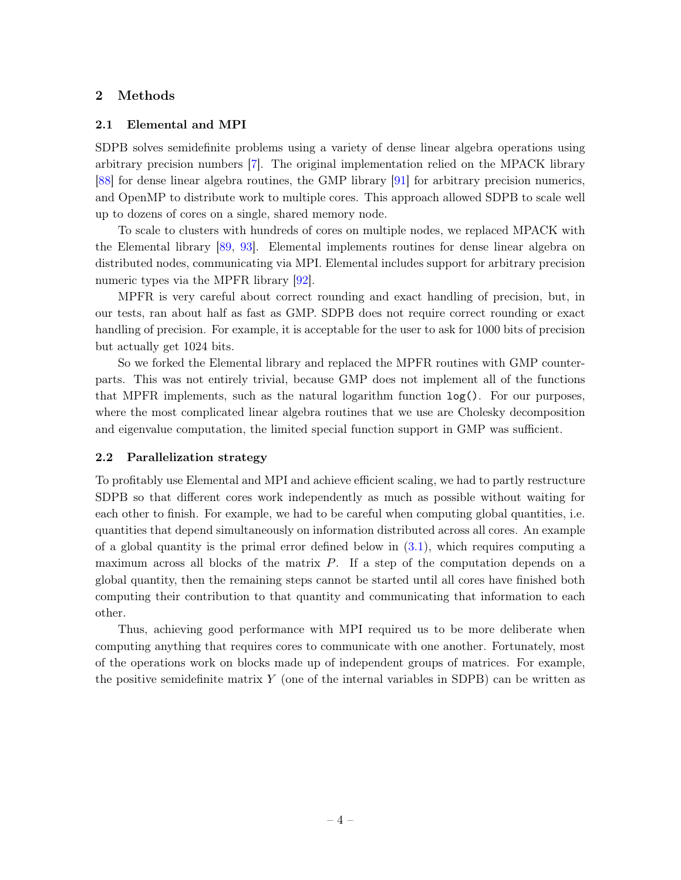## 2 Methods

### 2.1 Elemental and MPI

SDPB solves semidefinite problems using a variety of dense linear algebra operations using arbitrary precision numbers [7]. The original implementation relied on the MPACK library [88] for dense linear algebra routines, the GMP library [91] for arbitrary precision numerics, and OpenMP to distribute work to multiple cores. This approach allowed SDPB to scale well up to dozens of cores on a single, shared memory node.

To scale to clusters with hundreds of cores on multiple nodes, we replaced MPACK with the Elemental library [89, 93]. Elemental implements routines for dense linear algebra on distributed nodes, communicating via MPI. Elemental includes support for arbitrary precision numeric types via the MPFR library [92].

MPFR is very careful about correct rounding and exact handling of precision, but, in our tests, ran about half as fast as GMP. SDPB does not require correct rounding or exact handling of precision. For example, it is acceptable for the user to ask for 1000 bits of precision but actually get 1024 bits.

So we forked the Elemental library and replaced the MPFR routines with GMP counterparts. This was not entirely trivial, because GMP does not implement all of the functions that MPFR implements, such as the natural logarithm function `log()`. For our purposes, where the most complicated linear algebra routines that we use are Cholesky decomposition and eigenvalue computation, the limited special function support in GMP was sufficient.

### 2.2 Parallelization strategy

To profitably use Elemental and MPI and achieve efficient scaling, we had to partly restructure SDPB so that different cores work independently as much as possible without waiting for each other to finish. For example, we had to be careful when computing global quantities, i.e. quantities that depend simultaneously on information distributed across all cores. An example of a global quantity is the primal error defined below in (3.1), which requires computing a maximum across all blocks of the matrix $P$. If a step of the computation depends on a global quantity, then the remaining steps cannot be started until all cores have finished both computing their contribution to that quantity and communicating that information to each other.

Thus, achieving good performance with MPI required us to be more deliberate when computing anything that requires cores to communicate with one another. Fortunately, most of the operations work on blocks made up of independent groups of matrices. For example, the positive semidefinite matrix $Y$ (one of the internal variables in SDPB) can be written as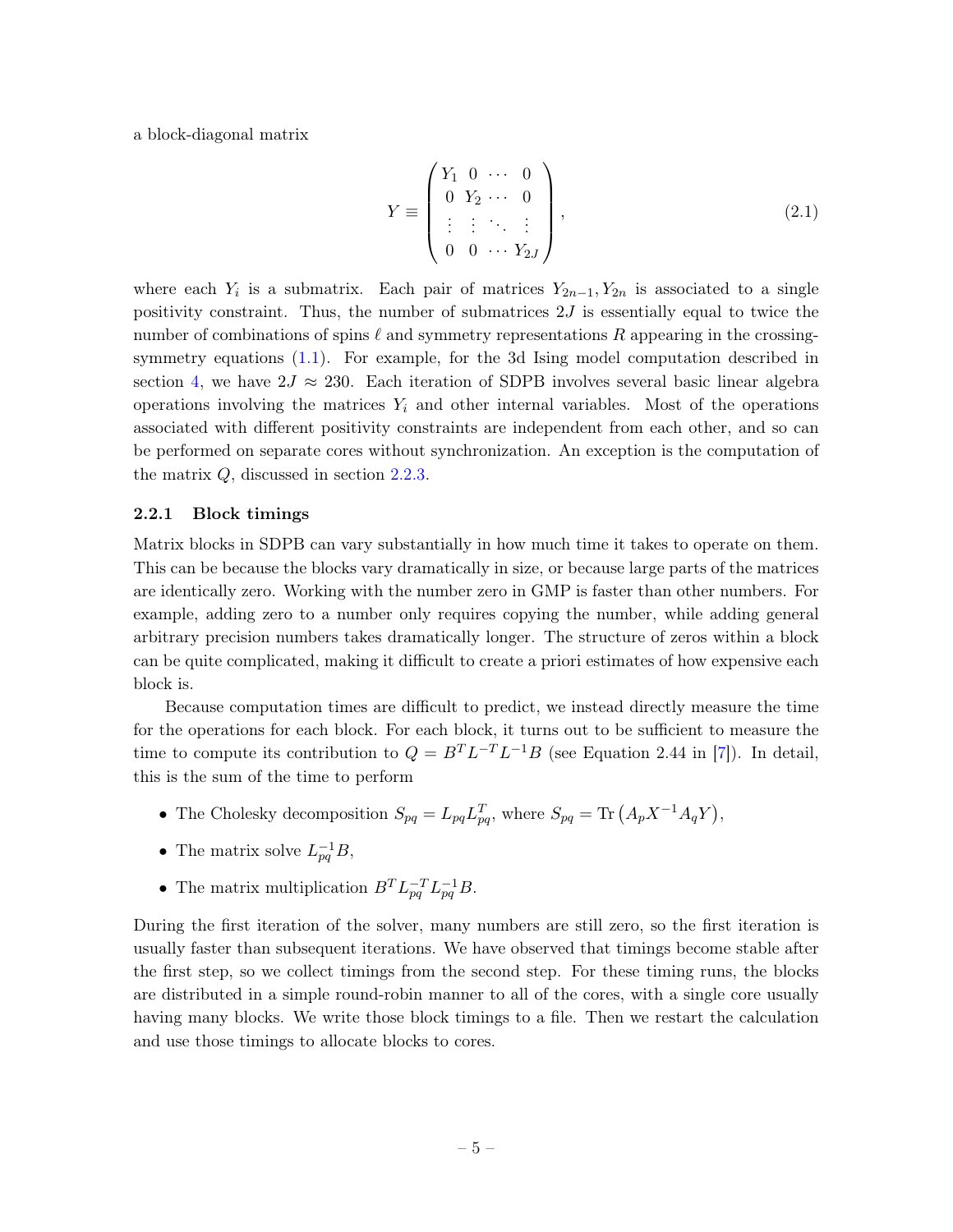a block-diagonal matrix

$$
Y \equiv \begin{pmatrix} Y_1 & 0 & \cdots & 0 \\ 0 & Y_2 & \cdots & 0 \\ \vdots & \vdots & \ddots & \vdots \\ 0 & 0 & \cdots & Y_{2J} \end{pmatrix}, \tag{2.1}
$$

where each $Y_i$ is a submatrix. Each pair of matrices $Y_{2n-1}, Y_{2n}$ is associated to a single positivity constraint. Thus, the number of submatrices $2J$ is essentially equal to twice the number of combinations of spins $\ell$ and symmetry representations $R$ appearing in the crossing-symmetry equations (1.1). For example, for the 3d Ising model computation described in section 4, we have $2J \approx 230$. Each iteration of SDPB involves several basic linear algebra operations involving the matrices $Y_i$ and other internal variables. Most of the operations associated with different positivity constraints are independent from each other, and so can be performed on separate cores without synchronization. An exception is the computation of the matrix $Q$, discussed in section 2.2.3.

### 2.2.1 Block timings

Matrix blocks in SDPB can vary substantially in how much time it takes to operate on them. This can be because the blocks vary dramatically in size, or because large parts of the matrices are identically zero. Working with the number zero in GMP is faster than other numbers. For example, adding zero to a number only requires copying the number, while adding general arbitrary precision numbers takes dramatically longer. The structure of zeros within a block can be quite complicated, making it difficult to create a priori estimates of how expensive each block is.

Because computation times are difficult to predict, we instead directly measure the time for the operations for each block. For each block, it turns out to be sufficient to measure the time to compute its contribution to $Q = B^T L^{-T} L^{-1} B$ (see Equation 2.44 in [7]). In detail, this is the sum of the time to perform

- The Cholesky decomposition $S_{pq} = L_{pq} L_{pq}^T$, where $S_{pq} = \mathrm{Tr}\left(A_p X^{-1} A_q Y\right)$,
- The matrix solve $L_{pq}^{-1} B$,
- The matrix multiplication $B^T L_{pq}^{-T} L_{pq}^{-1} B$.

During the first iteration of the solver, many numbers are still zero, so the first iteration is usually faster than subsequent iterations. We have observed that timings become stable after the first step, so we collect timings from the second step. For these timing runs, the blocks are distributed in a simple round-robin manner to all of the cores, with a single core usually having many blocks. We write those block timings to a file. Then we restart the calculation and use those timings to allocate blocks to cores.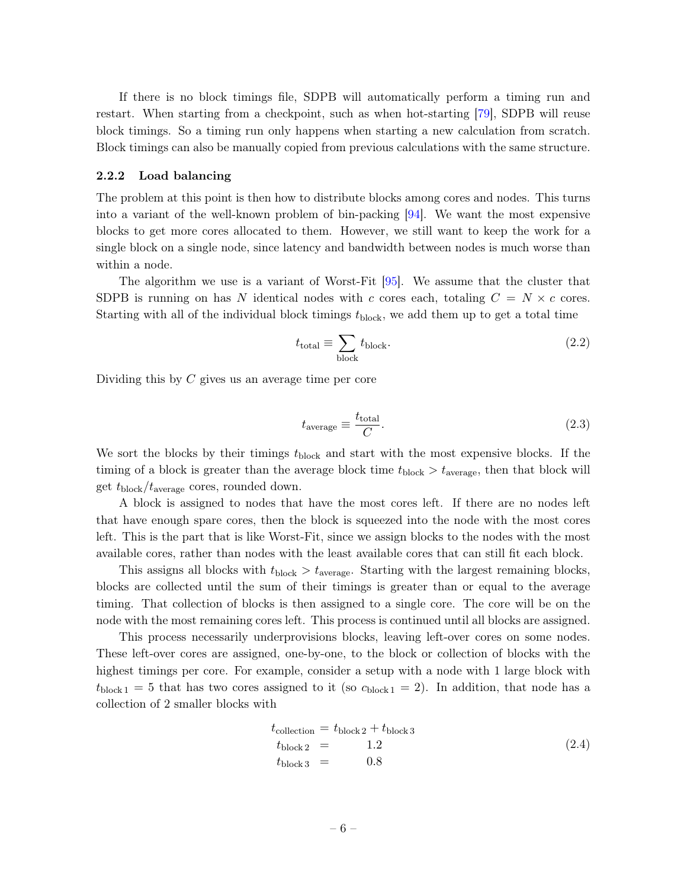If there is no block timings file, SDPB will automatically perform a timing run and restart. When starting from a checkpoint, such as when hot-starting [79], SDPB will reuse block timings. So a timing run only happens when starting a new calculation from scratch. Block timings can also be manually copied from previous calculations with the same structure.

### 2.2.2 Load balancing

The problem at this point is then how to distribute blocks among cores and nodes. This turns into a variant of the well-known problem of bin-packing [94]. We want the most expensive blocks to get more cores allocated to them. However, we still want to keep the work for a single block on a single node, since latency and bandwidth between nodes is much worse than within a node.

The algorithm we use is a variant of Worst-Fit [95]. We assume that the cluster that SDPB is running on has $N$ identical nodes with $c$ cores each, totaling $C = N \times c$ cores. Starting with all of the individual block timings $t_{\text{block}}$, we add them up to get a total time

$$t_{\text{total}} \equiv \sum_{\text{block}} t_{\text{block}}. \tag{2.2}$$

Dividing this by $C$ gives us an average time per core

$$t_{\text{average}} \equiv \frac{t_{\text{total}}}{C}. \tag{2.3}$$

We sort the blocks by their timings $t_{\text{block}}$ and start with the most expensive blocks. If the timing of a block is greater than the average block time $t_{\text{block}} > t_{\text{average}}$, then that block will get $t_{\text{block}}/t_{\text{average}}$ cores, rounded down.

A block is assigned to nodes that have the most cores left. If there are no nodes left that have enough spare cores, then the block is squeezed into the node with the most cores left. This is the part that is like Worst-Fit, since we assign blocks to the nodes with the most available cores, rather than nodes with the least available cores that can still fit each block.

This assigns all blocks with $t_{\text{block}} > t_{\text{average}}$. Starting with the largest remaining blocks, blocks are collected until the sum of their timings is greater than or equal to the average timing. That collection of blocks is then assigned to a single core. The core will be on the node with the most remaining cores left. This process is continued until all blocks are assigned.

This process necessarily underprovisions blocks, leaving left-over cores on some nodes. These left-over cores are assigned, one-by-one, to the block or collection of blocks with the highest timings per core. For example, consider a setup with a node with 1 large block with $t_{\text{block}\,1} = 5$ that has two cores assigned to it (so $c_{\text{block}\,1} = 2$). In addition, that node has a collection of 2 smaller blocks with

$$\begin{aligned} t_{\text{collection}} &= t_{\text{block}\,2} + t_{\text{block}\,3} \\ t_{\text{block}\,2} &= \quad 1.2 \\ t_{\text{block}\,3} &= \quad 0.8 \end{aligned} \tag{2.4}$$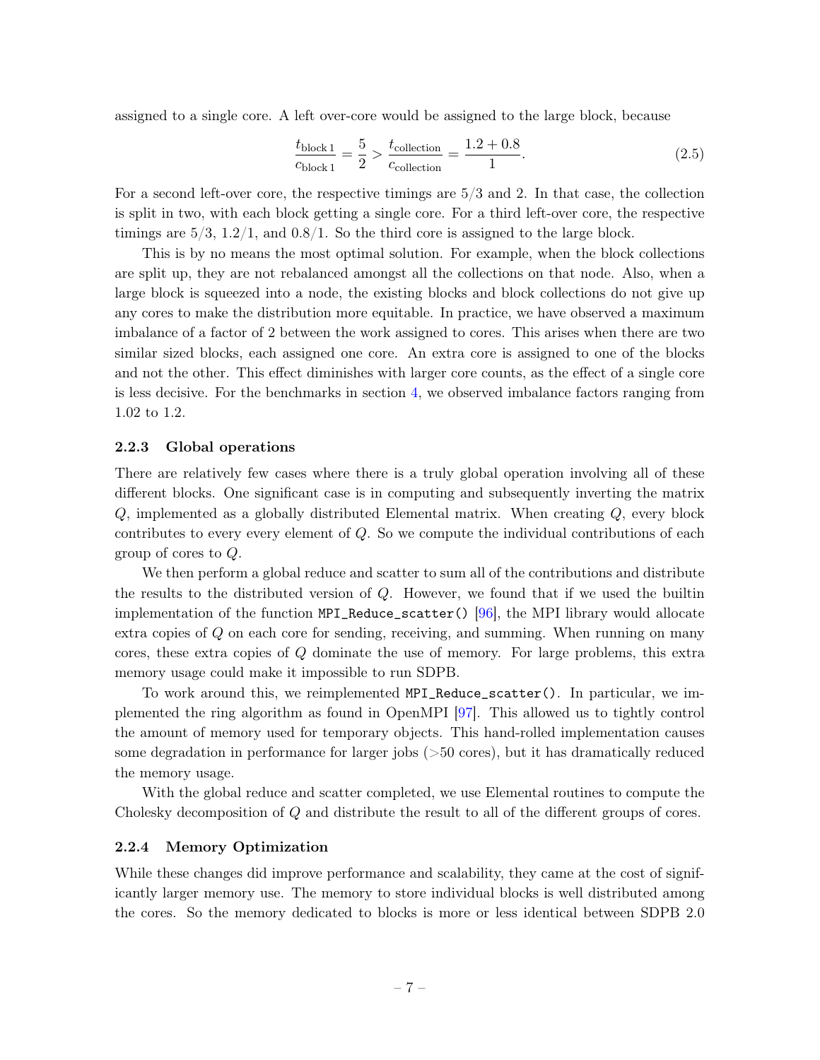assigned to a single core. A left over-core would be assigned to the large block, because

$$\frac{t_{\text{block 1}}}{c_{\text{block 1}}} = \frac{5}{2} > \frac{t_{\text{collection}}}{c_{\text{collection}}} = \frac{1.2 + 0.8}{1}. \tag{2.5}$$

For a second left-over core, the respective timings are 5/3 and 2. In that case, the collection is split in two, with each block getting a single core. For a third left-over core, the respective timings are 5/3, 1.2/1, and 0.8/1. So the third core is assigned to the large block.

This is by no means the most optimal solution. For example, when the block collections are split up, they are not rebalanced amongst all the collections on that node. Also, when a large block is squeezed into a node, the existing blocks and block collections do not give up any cores to make the distribution more equitable. In practice, we have observed a maximum imbalance of a factor of 2 between the work assigned to cores. This arises when there are two similar sized blocks, each assigned one core. An extra core is assigned to one of the blocks and not the other. This effect diminishes with larger core counts, as the effect of a single core is less decisive. For the benchmarks in section 4, we observed imbalance factors ranging from 1.02 to 1.2.

### 2.2.3 Global operations

There are relatively few cases where there is a truly global operation involving all of these different blocks. One significant case is in computing and subsequently inverting the matrix $Q$, implemented as a globally distributed Elemental matrix. When creating $Q$, every block contributes to every every element of $Q$. So we compute the individual contributions of each group of cores to $Q$.

We then perform a global reduce and scatter to sum all of the contributions and distribute the results to the distributed version of $Q$. However, we found that if we used the builtin implementation of the function `MPI_Reduce_scatter()` [96], the MPI library would allocate extra copies of $Q$ on each core for sending, receiving, and summing. When running on many cores, these extra copies of $Q$ dominate the use of memory. For large problems, this extra memory usage could make it impossible to run SDPB.

To work around this, we reimplemented `MPI_Reduce_scatter()`. In particular, we implemented the ring algorithm as found in OpenMPI [97]. This allowed us to tightly control the amount of memory used for temporary objects. This hand-rolled implementation causes some degradation in performance for larger jobs (>50 cores), but it has dramatically reduced the memory usage.

With the global reduce and scatter completed, we use Elemental routines to compute the Cholesky decomposition of $Q$ and distribute the result to all of the different groups of cores.

### 2.2.4 Memory Optimization

While these changes did improve performance and scalability, they came at the cost of significantly larger memory use. The memory to store individual blocks is well distributed among the cores. So the memory dedicated to blocks is more or less identical between SDPB 2.0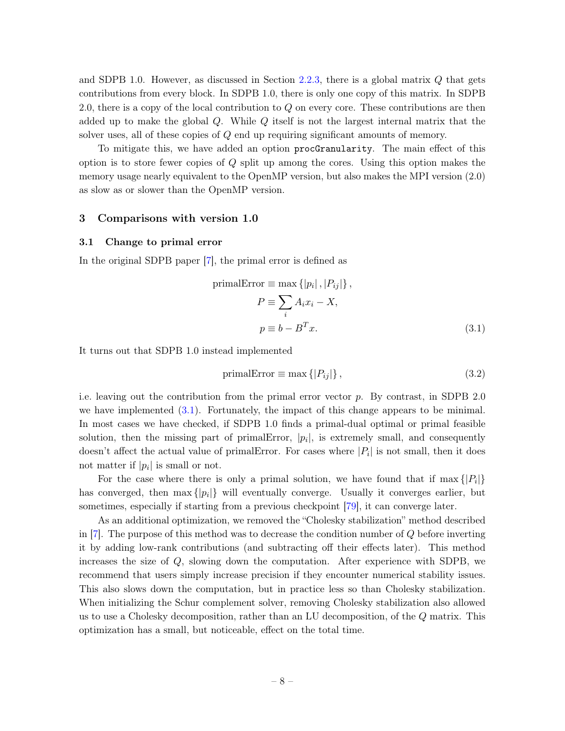and SDPB 1.0. However, as discussed in Section 2.2.3, there is a global matrix $Q$ that gets contributions from every block. In SDPB 1.0, there is only one copy of this matrix. In SDPB 2.0, there is a copy of the local contribution to $Q$ on every core. These contributions are then added up to make the global $Q$. While $Q$ itself is not the largest internal matrix that the solver uses, all of these copies of $Q$ end up requiring significant amounts of memory.

To mitigate this, we have added an option `procGranularity`. The main effect of this option is to store fewer copies of $Q$ split up among the cores. Using this option makes the memory usage nearly equivalent to the OpenMP version, but also makes the MPI version (2.0) as slow as or slower than the OpenMP version.

## 3 Comparisons with version 1.0

### 3.1 Change to primal error

In the original SDPB paper [7], the primal error is defined as

$$
\begin{aligned}
\text{primalError} &\equiv \max\left\{|p_i|, |P_{ij}|\right\}, \\
P &\equiv \sum_i A_i x_i - X, \\
p &\equiv b - B^T x.
\end{aligned}
\tag{3.1}
$$

It turns out that SDPB 1.0 instead implemented

$$
\text{primalError} \equiv \max\left\{|P_{ij}|\right\}, \tag{3.2}
$$

i.e. leaving out the contribution from the primal error vector $p$. By contrast, in SDPB 2.0 we have implemented (3.1). Fortunately, the impact of this change appears to be minimal. In most cases we have checked, if SDPB 1.0 finds a primal-dual optimal or primal feasible solution, then the missing part of primalError, $|p_i|$, is extremely small, and consequently doesn't affect the actual value of primalError. For cases where $|P_i|$ is not small, then it does not matter if $|p_i|$ is small or not.

For the case where there is only a primal solution, we have found that if $\max\{|P_i|\}$ has converged, then $\max\{|p_i|\}$ will eventually converge. Usually it converges earlier, but sometimes, especially if starting from a previous checkpoint [79], it can converge later.

As an additional optimization, we removed the "Cholesky stabilization" method described in [7]. The purpose of this method was to decrease the condition number of $Q$ before inverting it by adding low-rank contributions (and subtracting off their effects later). This method increases the size of $Q$, slowing down the computation. After experience with SDPB, we recommend that users simply increase precision if they encounter numerical stability issues. This also slows down the computation, but in practice less so than Cholesky stabilization. When initializing the Schur complement solver, removing Cholesky stabilization also allowed us to use a Cholesky decomposition, rather than an LU decomposition, of the $Q$ matrix. This optimization has a small, but noticeable, effect on the total time.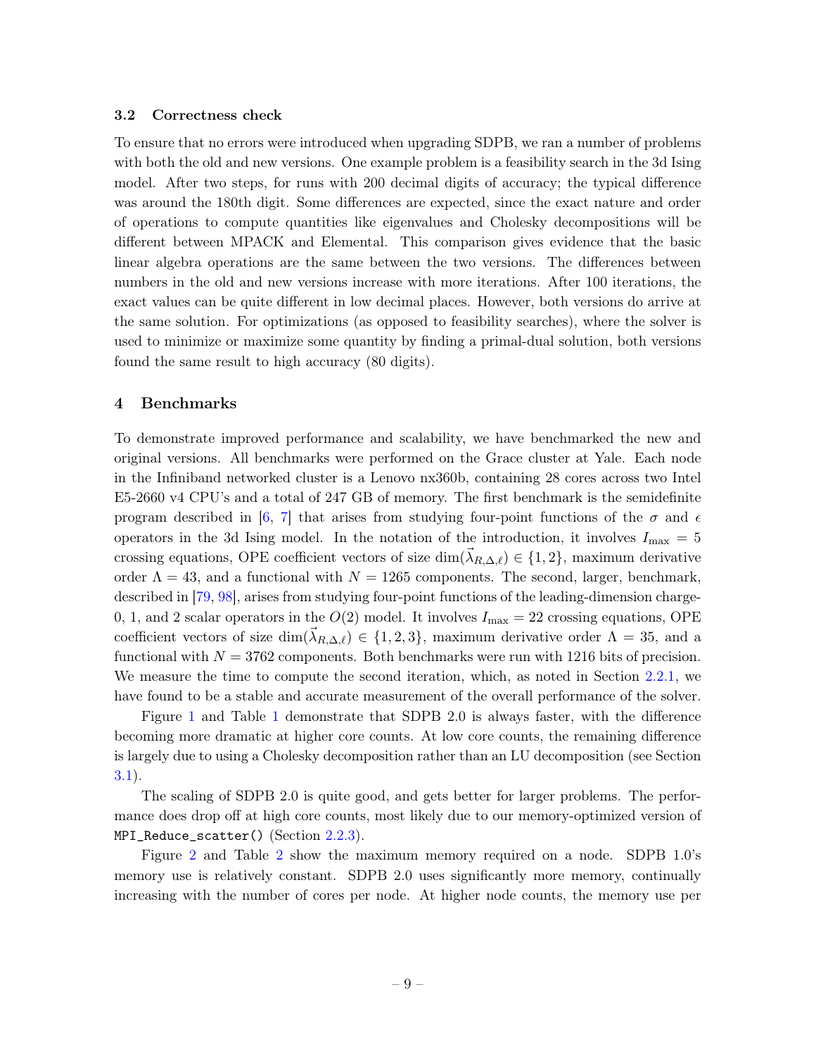### 3.2 Correctness check

To ensure that no errors were introduced when upgrading SDPB, we ran a number of problems with both the old and new versions. One example problem is a feasibility search in the 3d Ising model. After two steps, for runs with 200 decimal digits of accuracy; the typical difference was around the 180th digit. Some differences are expected, since the exact nature and order of operations to compute quantities like eigenvalues and Cholesky decompositions will be different between MPACK and Elemental. This comparison gives evidence that the basic linear algebra operations are the same between the two versions. The differences between numbers in the old and new versions increase with more iterations. After 100 iterations, the exact values can be quite different in low decimal places. However, both versions do arrive at the same solution. For optimizations (as opposed to feasibility searches), where the solver is used to minimize or maximize some quantity by finding a primal-dual solution, both versions found the same result to high accuracy (80 digits).

## 4 Benchmarks

To demonstrate improved performance and scalability, we have benchmarked the new and original versions. All benchmarks were performed on the Grace cluster at Yale. Each node in the Infiniband networked cluster is a Lenovo nx360b, containing 28 cores across two Intel E5-2660 v4 CPU's and a total of 247 GB of memory. The first benchmark is the semidefinite program described in [6, 7] that arises from studying four-point functions of the $\sigma$ and $\epsilon$ operators in the 3d Ising model. In the notation of the introduction, it involves $I_{\max} = 5$ crossing equations, OPE coefficient vectors of size $\dim(\vec{\lambda}_{R,\Delta,\ell}) \in \{1, 2\}$, maximum derivative order $\Lambda = 43$, and a functional with $N = 1265$ components. The second, larger, benchmark, described in [79, 98], arises from studying four-point functions of the leading-dimension charge-0, 1, and 2 scalar operators in the $O(2)$ model. It involves $I_{\max} = 22$ crossing equations, OPE coefficient vectors of size $\dim(\vec{\lambda}_{R,\Delta,\ell}) \in \{1, 2, 3\}$, maximum derivative order $\Lambda = 35$, and a functional with $N = 3762$ components. Both benchmarks were run with 1216 bits of precision. We measure the time to compute the second iteration, which, as noted in Section 2.2.1, we have found to be a stable and accurate measurement of the overall performance of the solver.

Figure 1 and Table 1 demonstrate that SDPB 2.0 is always faster, with the difference becoming more dramatic at higher core counts. At low core counts, the remaining difference is largely due to using a Cholesky decomposition rather than an LU decomposition (see Section 3.1).

The scaling of SDPB 2.0 is quite good, and gets better for larger problems. The performance does drop off at high core counts, most likely due to our memory-optimized version of `MPI_Reduce_scatter()` (Section 2.2.3).

Figure 2 and Table 2 show the maximum memory required on a node. SDPB 1.0's memory use is relatively constant. SDPB 2.0 uses significantly more memory, continually increasing with the number of cores per node. At higher node counts, the memory use per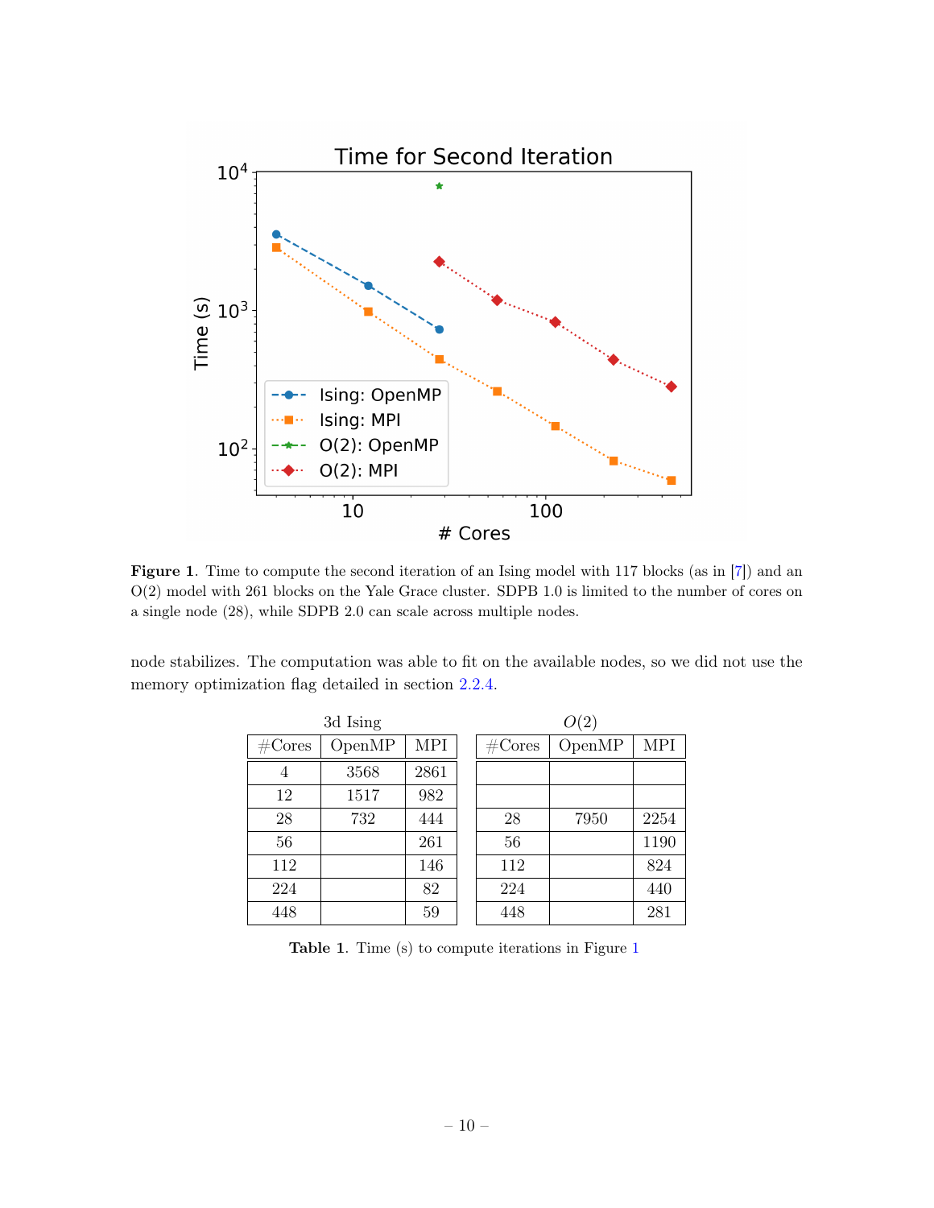**Figure 1**. Time to compute the second iteration of an Ising model with 117 blocks (as in [7]) and an O(2) model with 261 blocks on the Yale Grace cluster. SDPB 1.0 is limited to the number of cores on a single node (28), while SDPB 2.0 can scale across multiple nodes.

node stabilizes. The computation was able to fit on the available nodes, so we did not use the memory optimization flag detailed in section 2.2.4.

| 3d Ising | | | $O(2)$ | | |
|---|---|---|---|---|---|
| #Cores | OpenMP | MPI | #Cores | OpenMP | MPI |
| 4 | 3568 | 2861 | | | |
| 12 | 1517 | 982 | | | |
| 28 | 732 | 444 | 28 | 7950 | 2254 |
| 56 | | 261 | 56 | | 1190 |
| 112 | | 146 | 112 | | 824 |
| 224 | | 82 | 224 | | 440 |
| 448 | | 59 | 448 | | 281 |

**Table 1**. Time (s) to compute iterations in Figure 1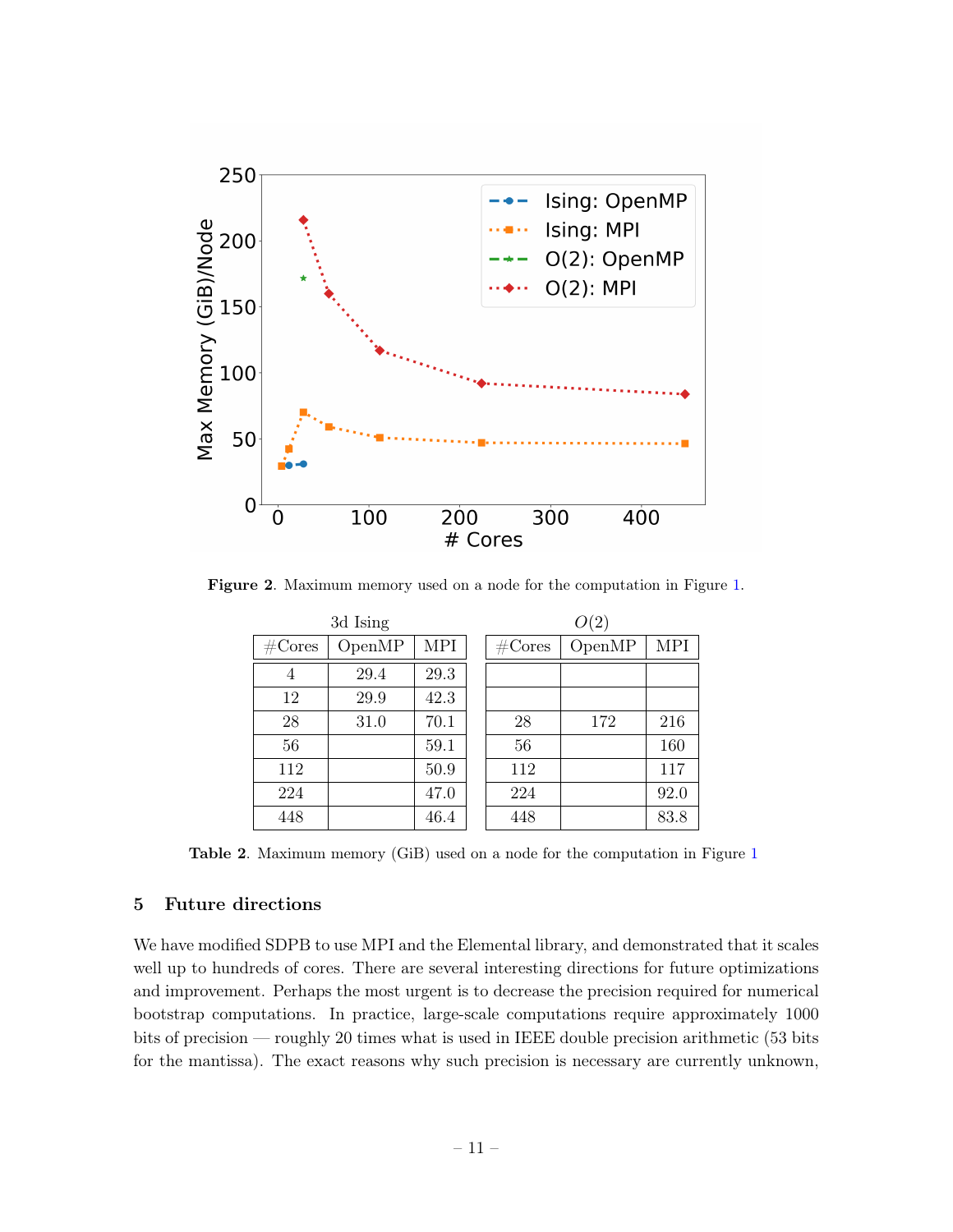**Figure 2**. Maximum memory used on a node for the computation in Figure 1.

| 3d Ising | | |
|---|---|---|
| #Cores | OpenMP | MPI |
| 4 | 29.4 | 29.3 |
| 12 | 29.9 | 42.3 |
| 28 | 31.0 | 70.1 |
| 56 | | 59.1 |
| 112 | | 50.9 |
| 224 | | 47.0 |
| 448 | | 46.4 |

| $O(2)$ | | |
|---|---|---|
| #Cores | OpenMP | MPI |
| 28 | 172 | 216 |
| 56 | | 160 |
| 112 | | 117 |
| 224 | | 92.0 |
| 448 | | 83.8 |

**Table 2**. Maximum memory (GiB) used on a node for the computation in Figure 1

## 5 Future directions

We have modified SDPB to use MPI and the Elemental library, and demonstrated that it scales well up to hundreds of cores. There are several interesting directions for future optimizations and improvement. Perhaps the most urgent is to decrease the precision required for numerical bootstrap computations. In practice, large-scale computations require approximately 1000 bits of precision — roughly 20 times what is used in IEEE double precision arithmetic (53 bits for the mantissa). The exact reasons why such precision is necessary are currently unknown,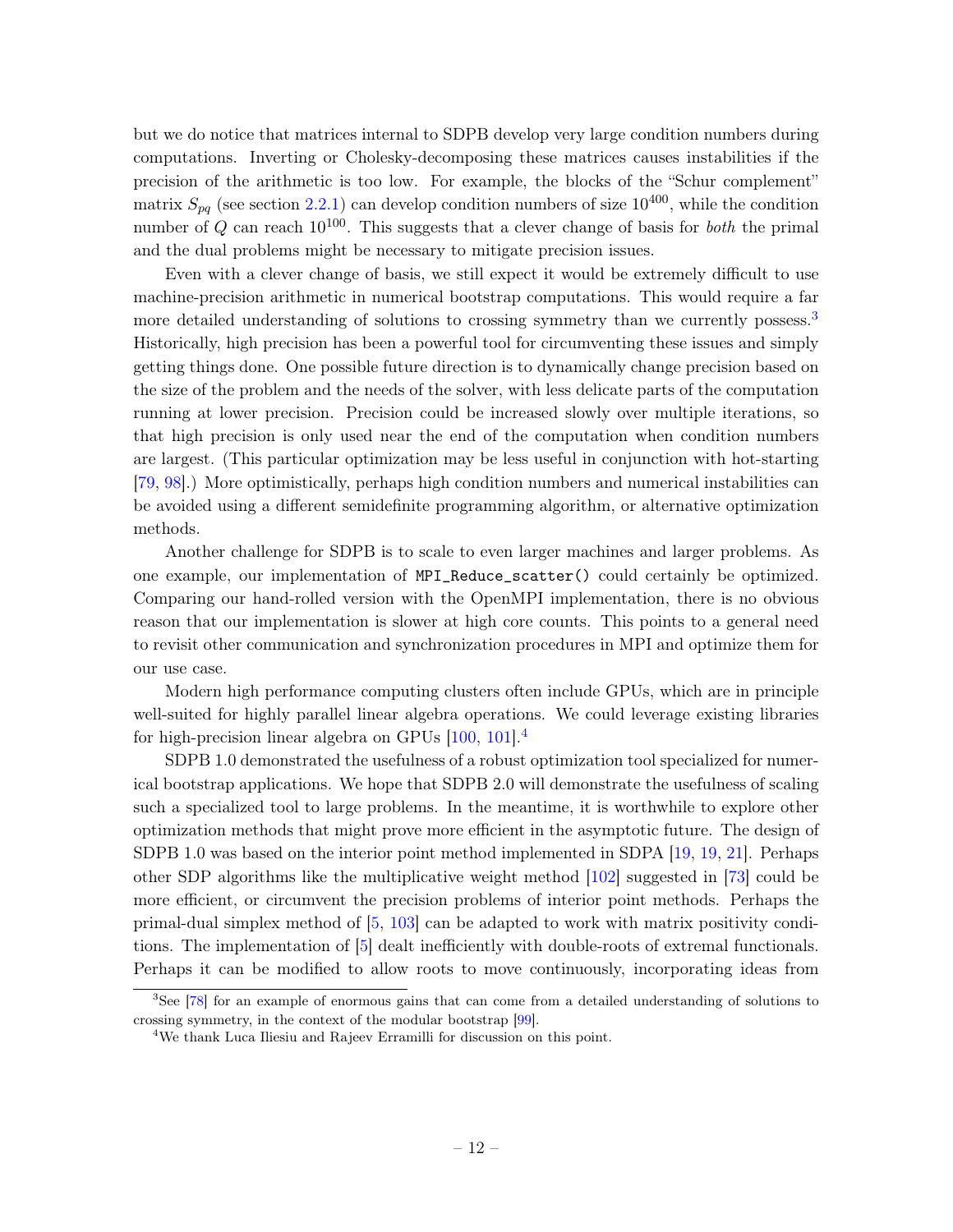but we do notice that matrices internal to SDPB develop very large condition numbers during computations. Inverting or Cholesky-decomposing these matrices causes instabilities if the precision of the arithmetic is too low. For example, the blocks of the "Schur complement" matrix $S_{pq}$ (see section 2.2.1) can develop condition numbers of size $10^{400}$, while the condition number of $Q$ can reach $10^{100}$. This suggests that a clever change of basis for *both* the primal and the dual problems might be necessary to mitigate precision issues.

Even with a clever change of basis, we still expect it would be extremely difficult to use machine-precision arithmetic in numerical bootstrap computations. This would require a far more detailed understanding of solutions to crossing symmetry than we currently possess.[3] Historically, high precision has been a powerful tool for circumventing these issues and simply getting things done. One possible future direction is to dynamically change precision based on the size of the problem and the needs of the solver, with less delicate parts of the computation running at lower precision. Precision could be increased slowly over multiple iterations, so that high precision is only used near the end of the computation when condition numbers are largest. (This particular optimization may be less useful in conjunction with hot-starting [79, 98].) More optimistically, perhaps high condition numbers and numerical instabilities can be avoided using a different semidefinite programming algorithm, or alternative optimization methods.

Another challenge for SDPB is to scale to even larger machines and larger problems. As one example, our implementation of `MPI_Reduce_scatter()` could certainly be optimized. Comparing our hand-rolled version with the OpenMPI implementation, there is no obvious reason that our implementation is slower at high core counts. This points to a general need to revisit other communication and synchronization procedures in MPI and optimize them for our use case.

Modern high performance computing clusters often include GPUs, which are in principle well-suited for highly parallel linear algebra operations. We could leverage existing libraries for high-precision linear algebra on GPUs [100, 101].[4]

SDPB 1.0 demonstrated the usefulness of a robust optimization tool specialized for numerical bootstrap applications. We hope that SDPB 2.0 will demonstrate the usefulness of scaling such a specialized tool to large problems. In the meantime, it is worthwhile to explore other optimization methods that might prove more efficient in the asymptotic future. The design of SDPB 1.0 was based on the interior point method implemented in SDPA [19, 19, 21]. Perhaps other SDP algorithms like the multiplicative weight method [102] suggested in [73] could be more efficient, or circumvent the precision problems of interior point methods. Perhaps the primal-dual simplex method of [5, 103] can be adapted to work with matrix positivity conditions. The implementation of [5] dealt inefficiently with double-roots of extremal functionals. Perhaps it can be modified to allow roots to move continuously, incorporating ideas from

---

[3] See [78] for an example of enormous gains that can come from a detailed understanding of solutions to crossing symmetry, in the context of the modular bootstrap [99].

[4] We thank Luca Iliesiu and Rajeev Erramilli for discussion on this point.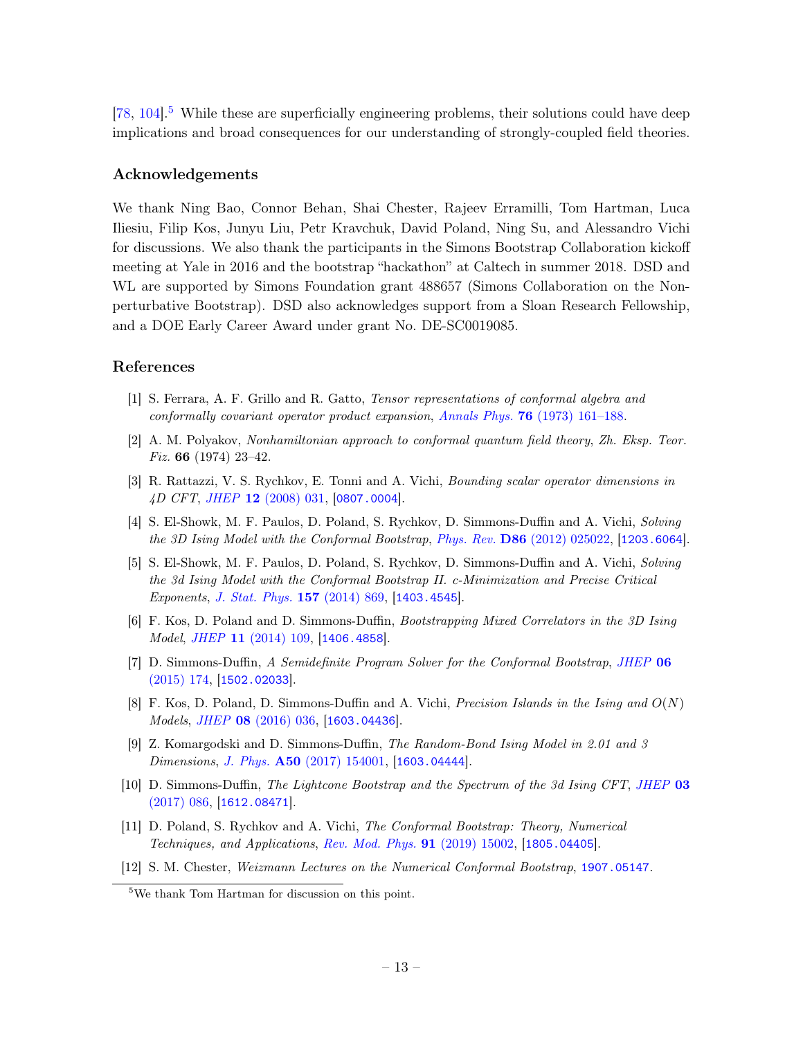[78, 104].[5] While these are superficially engineering problems, their solutions could have deep implications and broad consequences for our understanding of strongly-coupled field theories.

## Acknowledgements

We thank Ning Bao, Connor Behan, Shai Chester, Rajeev Erramilli, Tom Hartman, Luca Iliesiu, Filip Kos, Junyu Liu, Petr Kravchuk, David Poland, Ning Su, and Alessandro Vichi for discussions. We also thank the participants in the Simons Bootstrap Collaboration kickoff meeting at Yale in 2016 and the bootstrap "hackathon" at Caltech in summer 2018. DSD and WL are supported by Simons Foundation grant 488657 (Simons Collaboration on the Non-perturbative Bootstrap). DSD also acknowledges support from a Sloan Research Fellowship, and a DOE Early Career Award under grant No. DE-SC0019085.

## References

[1] S. Ferrara, A. F. Grillo and R. Gatto, *Tensor representations of conformal algebra and conformally covariant operator product expansion*, *Annals Phys.* **76** (1973) 161–188.

[2] A. M. Polyakov, *Nonhamiltonian approach to conformal quantum field theory*, *Zh. Eksp. Teor. Fiz.* **66** (1974) 23–42.

[3] R. Rattazzi, V. S. Rychkov, E. Tonni and A. Vichi, *Bounding scalar operator dimensions in 4D CFT*, *JHEP* **12** (2008) 031, [0807.0004].

[4] S. El-Showk, M. F. Paulos, D. Poland, S. Rychkov, D. Simmons-Duffin and A. Vichi, *Solving the 3D Ising Model with the Conformal Bootstrap*, *Phys. Rev.* **D86** (2012) 025022, [1203.6064].

[5] S. El-Showk, M. F. Paulos, D. Poland, S. Rychkov, D. Simmons-Duffin and A. Vichi, *Solving the 3d Ising Model with the Conformal Bootstrap II. c-Minimization and Precise Critical Exponents*, *J. Stat. Phys.* **157** (2014) 869, [1403.4545].

[6] F. Kos, D. Poland and D. Simmons-Duffin, *Bootstrapping Mixed Correlators in the 3D Ising Model*, *JHEP* **11** (2014) 109, [1406.4858].

[7] D. Simmons-Duffin, *A Semidefinite Program Solver for the Conformal Bootstrap*, *JHEP* **06** (2015) 174, [1502.02033].

[8] F. Kos, D. Poland, D. Simmons-Duffin and A. Vichi, *Precision Islands in the Ising and $O(N)$ Models*, *JHEP* **08** (2016) 036, [1603.04436].

[9] Z. Komargodski and D. Simmons-Duffin, *The Random-Bond Ising Model in 2.01 and 3 Dimensions*, *J. Phys.* **A50** (2017) 154001, [1603.04444].

[10] D. Simmons-Duffin, *The Lightcone Bootstrap and the Spectrum of the 3d Ising CFT*, *JHEP* **03** (2017) 086, [1612.08471].

[11] D. Poland, S. Rychkov and A. Vichi, *The Conformal Bootstrap: Theory, Numerical Techniques, and Applications*, *Rev. Mod. Phys.* **91** (2019) 15002, [1805.04405].

[12] S. M. Chester, *Weizmann Lectures on the Numerical Conformal Bootstrap*, 1907.05147.

[5] We thank Tom Hartman for discussion on this point.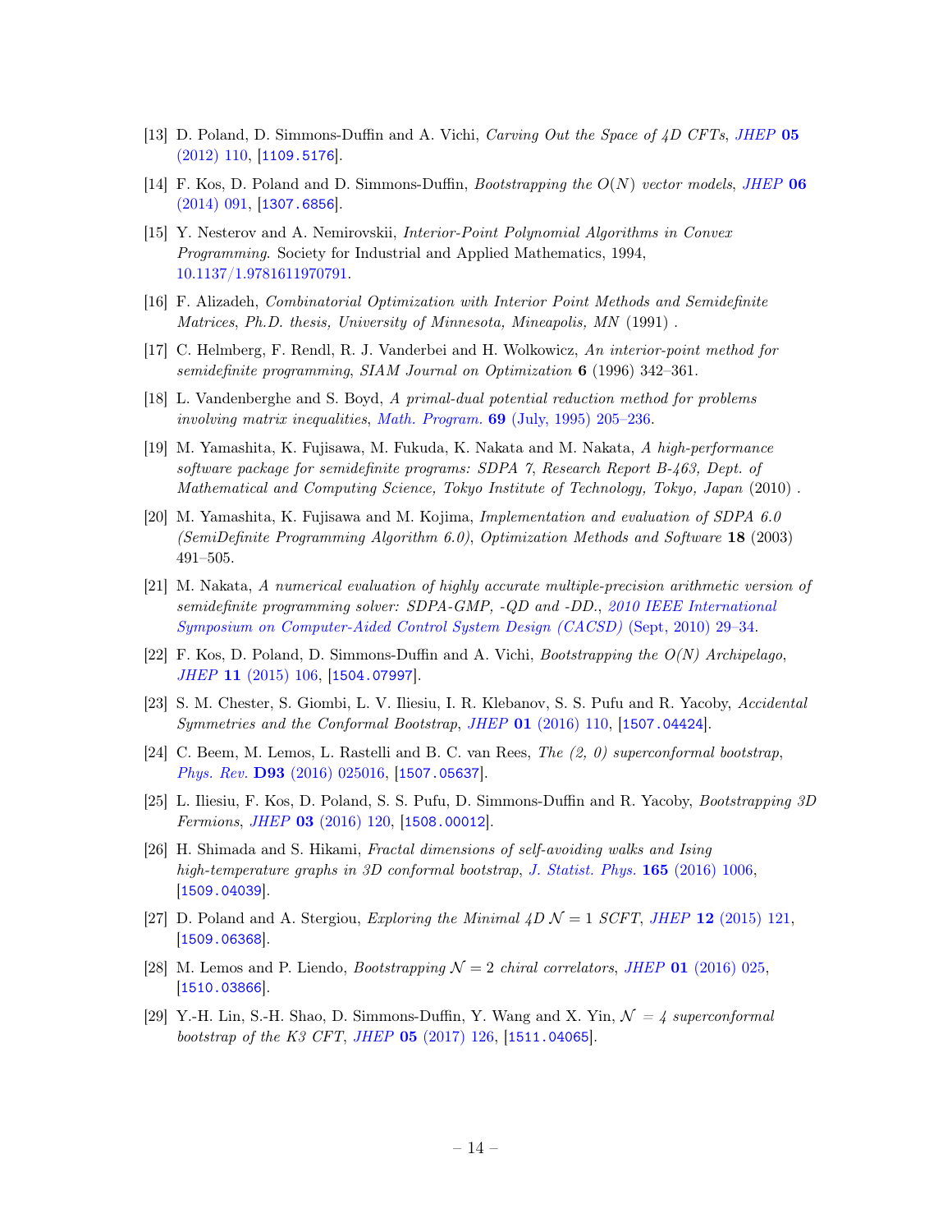[13] D. Poland, D. Simmons-Duffin and A. Vichi, *Carving Out the Space of 4D CFTs*, *JHEP* **05** (2012) 110, [1109.5176].

[14] F. Kos, D. Poland and D. Simmons-Duffin, *Bootstrapping the $O(N)$ vector models*, *JHEP* **06** (2014) 091, [1307.6856].

[15] Y. Nesterov and A. Nemirovskii, *Interior-Point Polynomial Algorithms in Convex Programming*. Society for Industrial and Applied Mathematics, 1994, 10.1137/1.9781611970791.

[16] F. Alizadeh, *Combinatorial Optimization with Interior Point Methods and Semidefinite Matrices, Ph.D. thesis, University of Minnesota, Mineapolis, MN* (1991) .

[17] C. Helmberg, F. Rendl, R. J. Vanderbei and H. Wolkowicz, *An interior-point method for semidefinite programming*, *SIAM Journal on Optimization* **6** (1996) 342–361.

[18] L. Vandenberghe and S. Boyd, *A primal-dual potential reduction method for problems involving matrix inequalities*, *Math. Program.* **69** (July, 1995) 205–236.

[19] M. Yamashita, K. Fujisawa, M. Fukuda, K. Nakata and M. Nakata, *A high-performance software package for semidefinite programs: SDPA 7, Research Report B-463, Dept. of Mathematical and Computing Science, Tokyo Institute of Technology, Tokyo, Japan* (2010) .

[20] M. Yamashita, K. Fujisawa and M. Kojima, *Implementation and evaluation of SDPA 6.0 (SemiDefinite Programming Algorithm 6.0)*, *Optimization Methods and Software* **18** (2003) 491–505.

[21] M. Nakata, *A numerical evaluation of highly accurate multiple-precision arithmetic version of semidefinite programming solver: SDPA-GMP, -QD and -DD.*, *2010 IEEE International Symposium on Computer-Aided Control System Design (CACSD)* (Sept, 2010) 29–34.

[22] F. Kos, D. Poland, D. Simmons-Duffin and A. Vichi, *Bootstrapping the O(N) Archipelago*, *JHEP* **11** (2015) 106, [1504.07997].

[23] S. M. Chester, S. Giombi, L. V. Iliesiu, I. R. Klebanov, S. S. Pufu and R. Yacoby, *Accidental Symmetries and the Conformal Bootstrap*, *JHEP* **01** (2016) 110, [1507.04424].

[24] C. Beem, M. Lemos, L. Rastelli and B. C. van Rees, *The (2, 0) superconformal bootstrap*, *Phys. Rev.* **D93** (2016) 025016, [1507.05637].

[25] L. Iliesiu, F. Kos, D. Poland, S. S. Pufu, D. Simmons-Duffin and R. Yacoby, *Bootstrapping 3D Fermions*, *JHEP* **03** (2016) 120, [1508.00012].

[26] H. Shimada and S. Hikami, *Fractal dimensions of self-avoiding walks and Ising high-temperature graphs in 3D conformal bootstrap*, *J. Statist. Phys.* **165** (2016) 1006, [1509.04039].

[27] D. Poland and A. Stergiou, *Exploring the Minimal 4D $\mathcal{N} = 1$ SCFT*, *JHEP* **12** (2015) 121, [1509.06368].

[28] M. Lemos and P. Liendo, *Bootstrapping $\mathcal{N} = 2$ chiral correlators*, *JHEP* **01** (2016) 025, [1510.03866].

[29] Y.-H. Lin, S.-H. Shao, D. Simmons-Duffin, Y. Wang and X. Yin, *$\mathcal{N} = 4$ superconformal bootstrap of the K3 CFT*, *JHEP* **05** (2017) 126, [1511.04065].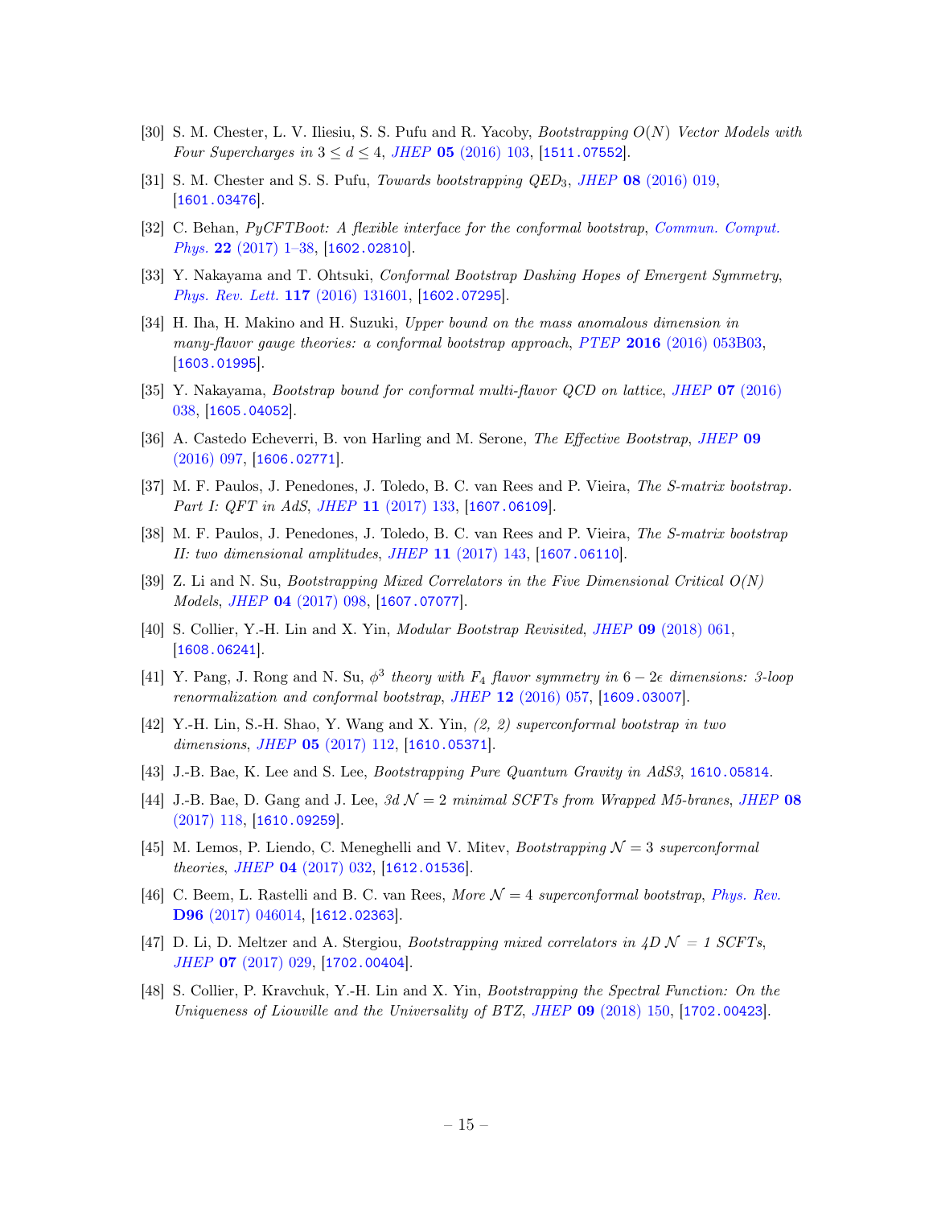[30] S. M. Chester, L. V. Iliesiu, S. S. Pufu and R. Yacoby, *Bootstrapping $O(N)$ Vector Models with Four Supercharges in $3 \leq d \leq 4$*, *JHEP* **05** (2016) 103, [1511.07552].

[31] S. M. Chester and S. S. Pufu, *Towards bootstrapping $QED_3$*, *JHEP* **08** (2016) 019, [1601.03476].

[32] C. Behan, *PyCFTBoot: A flexible interface for the conformal bootstrap*, *Commun. Comput. Phys.* **22** (2017) 1–38, [1602.02810].

[33] Y. Nakayama and T. Ohtsuki, *Conformal Bootstrap Dashing Hopes of Emergent Symmetry*, *Phys. Rev. Lett.* **117** (2016) 131601, [1602.07295].

[34] H. Iha, H. Makino and H. Suzuki, *Upper bound on the mass anomalous dimension in many-flavor gauge theories: a conformal bootstrap approach*, *PTEP* **2016** (2016) 053B03, [1603.01995].

[35] Y. Nakayama, *Bootstrap bound for conformal multi-flavor QCD on lattice*, *JHEP* **07** (2016) 038, [1605.04052].

[36] A. Castedo Echeverri, B. von Harling and M. Serone, *The Effective Bootstrap*, *JHEP* **09** (2016) 097, [1606.02771].

[37] M. F. Paulos, J. Penedones, J. Toledo, B. C. van Rees and P. Vieira, *The S-matrix bootstrap. Part I: QFT in AdS*, *JHEP* **11** (2017) 133, [1607.06109].

[38] M. F. Paulos, J. Penedones, J. Toledo, B. C. van Rees and P. Vieira, *The S-matrix bootstrap II: two dimensional amplitudes*, *JHEP* **11** (2017) 143, [1607.06110].

[39] Z. Li and N. Su, *Bootstrapping Mixed Correlators in the Five Dimensional Critical O(N) Models*, *JHEP* **04** (2017) 098, [1607.07077].

[40] S. Collier, Y.-H. Lin and X. Yin, *Modular Bootstrap Revisited*, *JHEP* **09** (2018) 061, [1608.06241].

[41] Y. Pang, J. Rong and N. Su, *$\phi^3$ theory with $F_4$ flavor symmetry in $6 - 2\epsilon$ dimensions: 3-loop renormalization and conformal bootstrap*, *JHEP* **12** (2016) 057, [1609.03007].

[42] Y.-H. Lin, S.-H. Shao, Y. Wang and X. Yin, *(2, 2) superconformal bootstrap in two dimensions*, *JHEP* **05** (2017) 112, [1610.05371].

[43] J.-B. Bae, K. Lee and S. Lee, *Bootstrapping Pure Quantum Gravity in AdS3*, 1610.05814.

[44] J.-B. Bae, D. Gang and J. Lee, *3d $\mathcal{N} = 2$ minimal SCFTs from Wrapped M5-branes*, *JHEP* **08** (2017) 118, [1610.09259].

[45] M. Lemos, P. Liendo, C. Meneghelli and V. Mitev, *Bootstrapping $\mathcal{N} = 3$ superconformal theories*, *JHEP* **04** (2017) 032, [1612.01536].

[46] C. Beem, L. Rastelli and B. C. van Rees, *More $\mathcal{N} = 4$ superconformal bootstrap*, *Phys. Rev.* **D96** (2017) 046014, [1612.02363].

[47] D. Li, D. Meltzer and A. Stergiou, *Bootstrapping mixed correlators in 4D $\mathcal{N} = 1$ SCFTs*, *JHEP* **07** (2017) 029, [1702.00404].

[48] S. Collier, P. Kravchuk, Y.-H. Lin and X. Yin, *Bootstrapping the Spectral Function: On the Uniqueness of Liouville and the Universality of BTZ*, *JHEP* **09** (2018) 150, [1702.00423].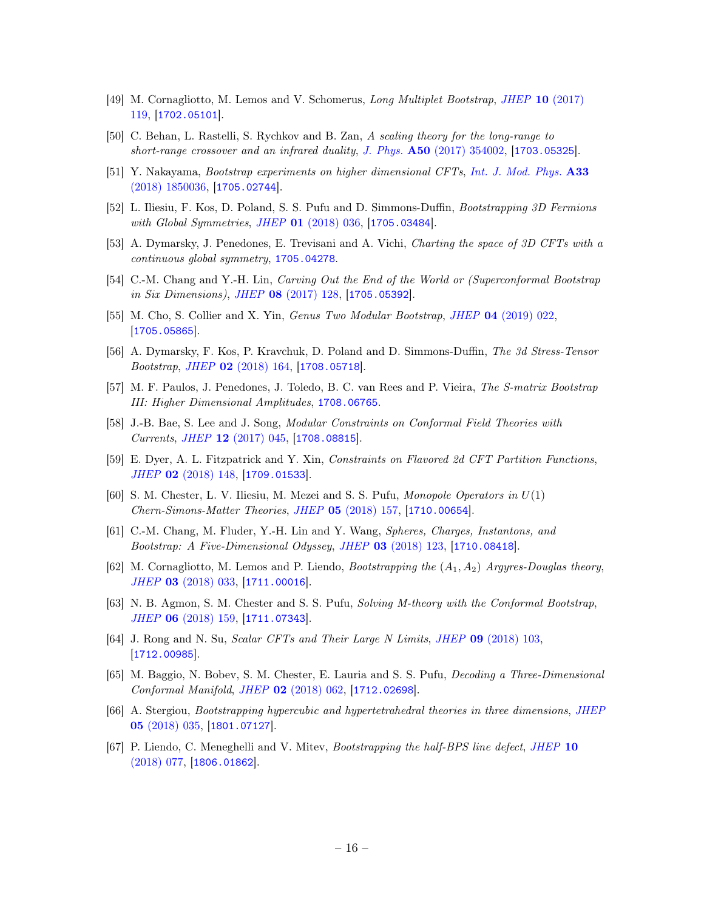[49] M. Cornagliotto, M. Lemos and V. Schomerus, *Long Multiplet Bootstrap*, *JHEP* **10** (2017) 119, [1702.05101].

[50] C. Behan, L. Rastelli, S. Rychkov and B. Zan, *A scaling theory for the long-range to short-range crossover and an infrared duality*, *J. Phys.* **A50** (2017) 354002, [1703.05325].

[51] Y. Nakayama, *Bootstrap experiments on higher dimensional CFTs*, *Int. J. Mod. Phys.* **A33** (2018) 1850036, [1705.02744].

[52] L. Iliesiu, F. Kos, D. Poland, S. S. Pufu and D. Simmons-Duffin, *Bootstrapping 3D Fermions with Global Symmetries*, *JHEP* **01** (2018) 036, [1705.03484].

[53] A. Dymarsky, J. Penedones, E. Trevisani and A. Vichi, *Charting the space of 3D CFTs with a continuous global symmetry*, 1705.04278.

[54] C.-M. Chang and Y.-H. Lin, *Carving Out the End of the World or (Superconformal Bootstrap in Six Dimensions)*, *JHEP* **08** (2017) 128, [1705.05392].

[55] M. Cho, S. Collier and X. Yin, *Genus Two Modular Bootstrap*, *JHEP* **04** (2019) 022, [1705.05865].

[56] A. Dymarsky, F. Kos, P. Kravchuk, D. Poland and D. Simmons-Duffin, *The 3d Stress-Tensor Bootstrap*, *JHEP* **02** (2018) 164, [1708.05718].

[57] M. F. Paulos, J. Penedones, J. Toledo, B. C. van Rees and P. Vieira, *The S-matrix Bootstrap III: Higher Dimensional Amplitudes*, 1708.06765.

[58] J.-B. Bae, S. Lee and J. Song, *Modular Constraints on Conformal Field Theories with Currents*, *JHEP* **12** (2017) 045, [1708.08815].

[59] E. Dyer, A. L. Fitzpatrick and Y. Xin, *Constraints on Flavored 2d CFT Partition Functions*, *JHEP* **02** (2018) 148, [1709.01533].

[60] S. M. Chester, L. V. Iliesiu, M. Mezei and S. S. Pufu, *Monopole Operators in $U(1)$ Chern-Simons-Matter Theories*, *JHEP* **05** (2018) 157, [1710.00654].

[61] C.-M. Chang, M. Fluder, Y.-H. Lin and Y. Wang, *Spheres, Charges, Instantons, and Bootstrap: A Five-Dimensional Odyssey*, *JHEP* **03** (2018) 123, [1710.08418].

[62] M. Cornagliotto, M. Lemos and P. Liendo, *Bootstrapping the $(A_1, A_2)$ Argyres-Douglas theory*, *JHEP* **03** (2018) 033, [1711.00016].

[63] N. B. Agmon, S. M. Chester and S. S. Pufu, *Solving M-theory with the Conformal Bootstrap*, *JHEP* **06** (2018) 159, [1711.07343].

[64] J. Rong and N. Su, *Scalar CFTs and Their Large N Limits*, *JHEP* **09** (2018) 103, [1712.00985].

[65] M. Baggio, N. Bobev, S. M. Chester, E. Lauria and S. S. Pufu, *Decoding a Three-Dimensional Conformal Manifold*, *JHEP* **02** (2018) 062, [1712.02698].

[66] A. Stergiou, *Bootstrapping hypercubic and hypertetrahedral theories in three dimensions*, *JHEP* **05** (2018) 035, [1801.07127].

[67] P. Liendo, C. Meneghelli and V. Mitev, *Bootstrapping the half-BPS line defect*, *JHEP* **10** (2018) 077, [1806.01862].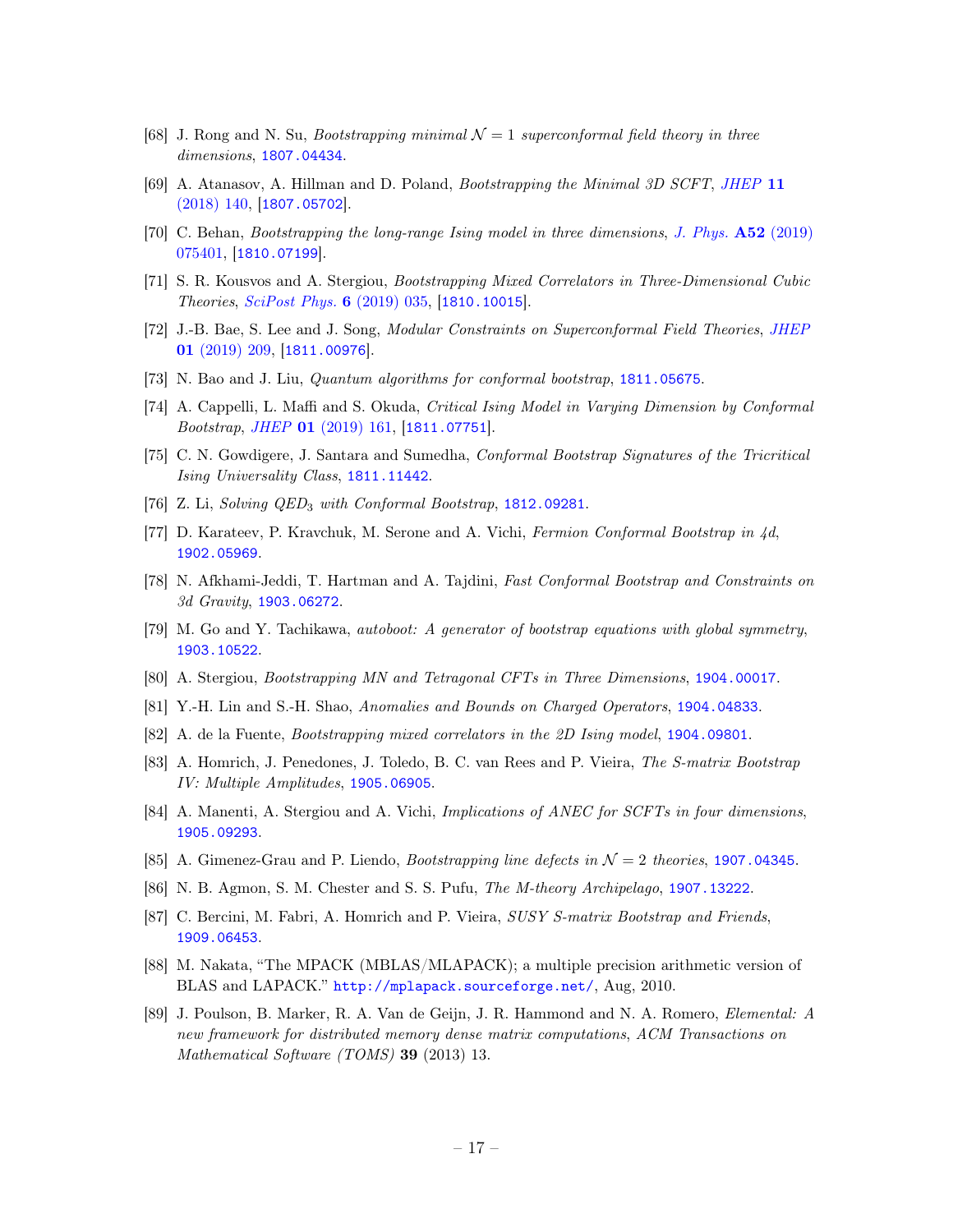[68] J. Rong and N. Su, *Bootstrapping minimal $\mathcal{N} = 1$ superconformal field theory in three dimensions*, 1807.04434.

[69] A. Atanasov, A. Hillman and D. Poland, *Bootstrapping the Minimal 3D SCFT*, *JHEP* **11** (2018) 140, [1807.05702].

[70] C. Behan, *Bootstrapping the long-range Ising model in three dimensions*, *J. Phys.* **A52** (2019) 075401, [1810.07199].

[71] S. R. Kousvos and A. Stergiou, *Bootstrapping Mixed Correlators in Three-Dimensional Cubic Theories*, *SciPost Phys.* **6** (2019) 035, [1810.10015].

[72] J.-B. Bae, S. Lee and J. Song, *Modular Constraints on Superconformal Field Theories*, *JHEP* **01** (2019) 209, [1811.00976].

[73] N. Bao and J. Liu, *Quantum algorithms for conformal bootstrap*, 1811.05675.

[74] A. Cappelli, L. Maffi and S. Okuda, *Critical Ising Model in Varying Dimension by Conformal Bootstrap*, *JHEP* **01** (2019) 161, [1811.07751].

[75] C. N. Gowdigere, J. Santara and Sumedha, *Conformal Bootstrap Signatures of the Tricritical Ising Universality Class*, 1811.11442.

[76] Z. Li, *Solving $QED_3$ with Conformal Bootstrap*, 1812.09281.

[77] D. Karateev, P. Kravchuk, M. Serone and A. Vichi, *Fermion Conformal Bootstrap in 4d*, 1902.05969.

[78] N. Afkhami-Jeddi, T. Hartman and A. Tajdini, *Fast Conformal Bootstrap and Constraints on 3d Gravity*, 1903.06272.

[79] M. Go and Y. Tachikawa, *autoboot: A generator of bootstrap equations with global symmetry*, 1903.10522.

[80] A. Stergiou, *Bootstrapping MN and Tetragonal CFTs in Three Dimensions*, 1904.00017.

[81] Y.-H. Lin and S.-H. Shao, *Anomalies and Bounds on Charged Operators*, 1904.04833.

[82] A. de la Fuente, *Bootstrapping mixed correlators in the 2D Ising model*, 1904.09801.

[83] A. Homrich, J. Penedones, J. Toledo, B. C. van Rees and P. Vieira, *The S-matrix Bootstrap IV: Multiple Amplitudes*, 1905.06905.

[84] A. Manenti, A. Stergiou and A. Vichi, *Implications of ANEC for SCFTs in four dimensions*, 1905.09293.

[85] A. Gimenez-Grau and P. Liendo, *Bootstrapping line defects in $\mathcal{N} = 2$ theories*, 1907.04345.

[86] N. B. Agmon, S. M. Chester and S. S. Pufu, *The M-theory Archipelago*, 1907.13222.

[87] C. Bercini, M. Fabri, A. Homrich and P. Vieira, *SUSY S-matrix Bootstrap and Friends*, 1909.06453.

[88] M. Nakata, "The MPACK (MBLAS/MLAPACK); a multiple precision arithmetic version of BLAS and LAPACK." http://mplapack.sourceforge.net/, Aug, 2010.

[89] J. Poulson, B. Marker, R. A. Van de Geijn, J. R. Hammond and N. A. Romero, *Elemental: A new framework for distributed memory dense matrix computations*, *ACM Transactions on Mathematical Software (TOMS)* **39** (2013) 13.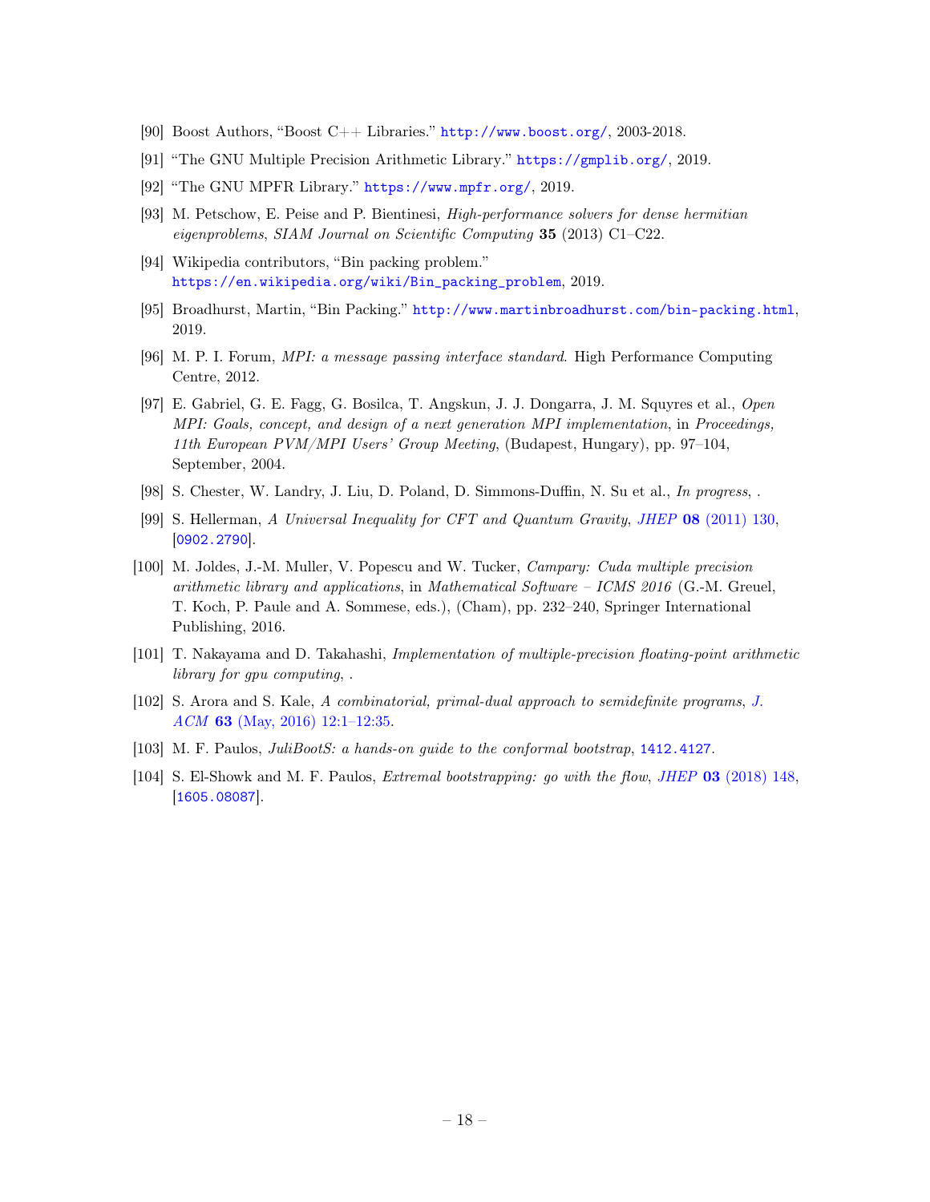[90] Boost Authors, "Boost C++ Libraries." http://www.boost.org/, 2003-2018.

[91] "The GNU Multiple Precision Arithmetic Library." https://gmplib.org/, 2019.

[92] "The GNU MPFR Library." https://www.mpfr.org/, 2019.

[93] M. Petschow, E. Peise and P. Bientinesi, *High-performance solvers for dense hermitian eigenproblems*, *SIAM Journal on Scientific Computing* **35** (2013) C1–C22.

[94] Wikipedia contributors, "Bin packing problem." https://en.wikipedia.org/wiki/Bin_packing_problem, 2019.

[95] Broadhurst, Martin, "Bin Packing." http://www.martinbroadhurst.com/bin-packing.html, 2019.

[96] M. P. I. Forum, *MPI: a message passing interface standard*. High Performance Computing Centre, 2012.

[97] E. Gabriel, G. E. Fagg, G. Bosilca, T. Angskun, J. J. Dongarra, J. M. Squyres et al., *Open MPI: Goals, concept, and design of a next generation MPI implementation*, in *Proceedings, 11th European PVM/MPI Users' Group Meeting*, (Budapest, Hungary), pp. 97–104, September, 2004.

[98] S. Chester, W. Landry, J. Liu, D. Poland, D. Simmons-Duffin, N. Su et al., *In progress*, .

[99] S. Hellerman, *A Universal Inequality for CFT and Quantum Gravity*, *JHEP* **08** (2011) 130, [0902.2790].

[100] M. Joldes, J.-M. Muller, V. Popescu and W. Tucker, *Campary: Cuda multiple precision arithmetic library and applications*, in *Mathematical Software – ICMS 2016* (G.-M. Greuel, T. Koch, P. Paule and A. Sommese, eds.), (Cham), pp. 232–240, Springer International Publishing, 2016.

[101] T. Nakayama and D. Takahashi, *Implementation of multiple-precision floating-point arithmetic library for gpu computing*, .

[102] S. Arora and S. Kale, *A combinatorial, primal-dual approach to semidefinite programs*, *J. ACM* **63** (May, 2016) 12:1–12:35.

[103] M. F. Paulos, *JuliBootS: a hands-on guide to the conformal bootstrap*, 1412.4127.

[104] S. El-Showk and M. F. Paulos, *Extremal bootstrapping: go with the flow*, *JHEP* **03** (2018) 148, [1605.08087].